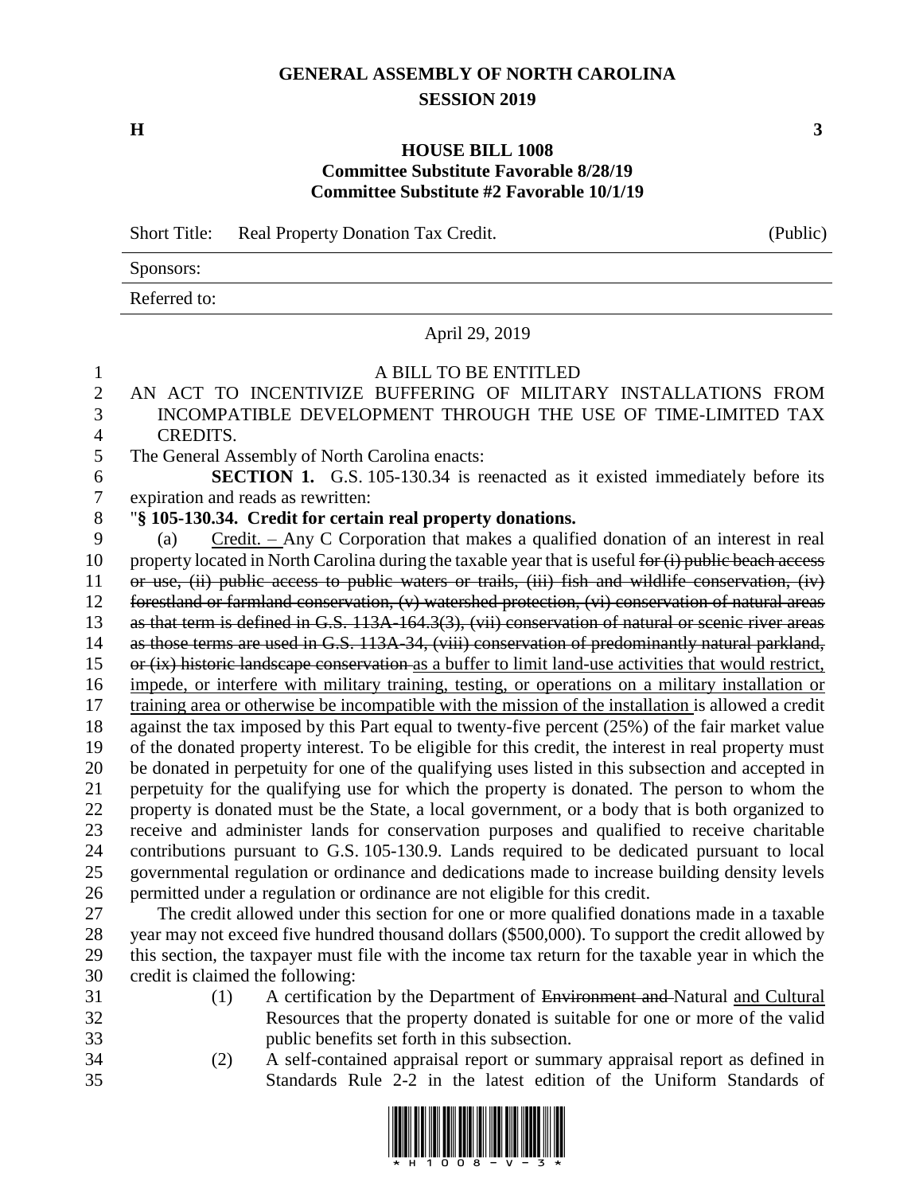# GENERAL ASSEMBLY OF NORTH CAROLINA
## SESSION 2019

**H** **3**

**HOUSE BILL 1008**
**Committee Substitute Favorable 8/28/19**
**Committee Substitute #2 Favorable 10/1/19**

Short Title: Real Property Donation Tax Credit. (Public)

Sponsors:

Referred to:

April 29, 2019

A BILL TO BE ENTITLED

AN ACT TO INCENTIVIZE BUFFERING OF MILITARY INSTALLATIONS FROM INCOMPATIBLE DEVELOPMENT THROUGH THE USE OF TIME-LIMITED TAX CREDITS.

The General Assembly of North Carolina enacts:

**SECTION 1.** G.S. 105-130.34 is reenacted as it existed immediately before its expiration and reads as rewritten:

"**§ 105-130.34. Credit for certain real property donations.**

(a) Credit. – Any C Corporation that makes a qualified donation of an interest in real property located in North Carolina during the taxable year that is useful ~~for (i) public beach access or use, (ii) public access to public waters or trails, (iii) fish and wildlife conservation, (iv) forestland or farmland conservation, (v) watershed protection, (vi) conservation of natural areas as that term is defined in G.S. 113A-164.3(3), (vii) conservation of natural or scenic river areas as those terms are used in G.S. 113A-34, (viii) conservation of predominantly natural parkland, or (ix) historic landscape conservation~~ as a buffer to limit land-use activities that would restrict, impede, or interfere with military training, testing, or operations on a military installation or training area or otherwise be incompatible with the mission of the installation is allowed a credit against the tax imposed by this Part equal to twenty-five percent (25%) of the fair market value of the donated property interest. To be eligible for this credit, the interest in real property must be donated in perpetuity for one of the qualifying uses listed in this subsection and accepted in perpetuity for the qualifying use for which the property is donated. The person to whom the property is donated must be the State, a local government, or a body that is both organized to receive and administer lands for conservation purposes and qualified to receive charitable contributions pursuant to G.S. 105-130.9. Lands required to be dedicated pursuant to local governmental regulation or ordinance and dedications made to increase building density levels permitted under a regulation or ordinance are not eligible for this credit.

The credit allowed under this section for one or more qualified donations made in a taxable year may not exceed five hundred thousand dollars ($500,000). To support the credit allowed by this section, the taxpayer must file with the income tax return for the taxable year in which the credit is claimed the following:

(1) A certification by the Department of ~~Environment and~~ Natural and Cultural Resources that the property donated is suitable for one or more of the valid public benefits set forth in this subsection.

(2) A self-contained appraisal report or summary appraisal report as defined in Standards Rule 2-2 in the latest edition of the Uniform Standards of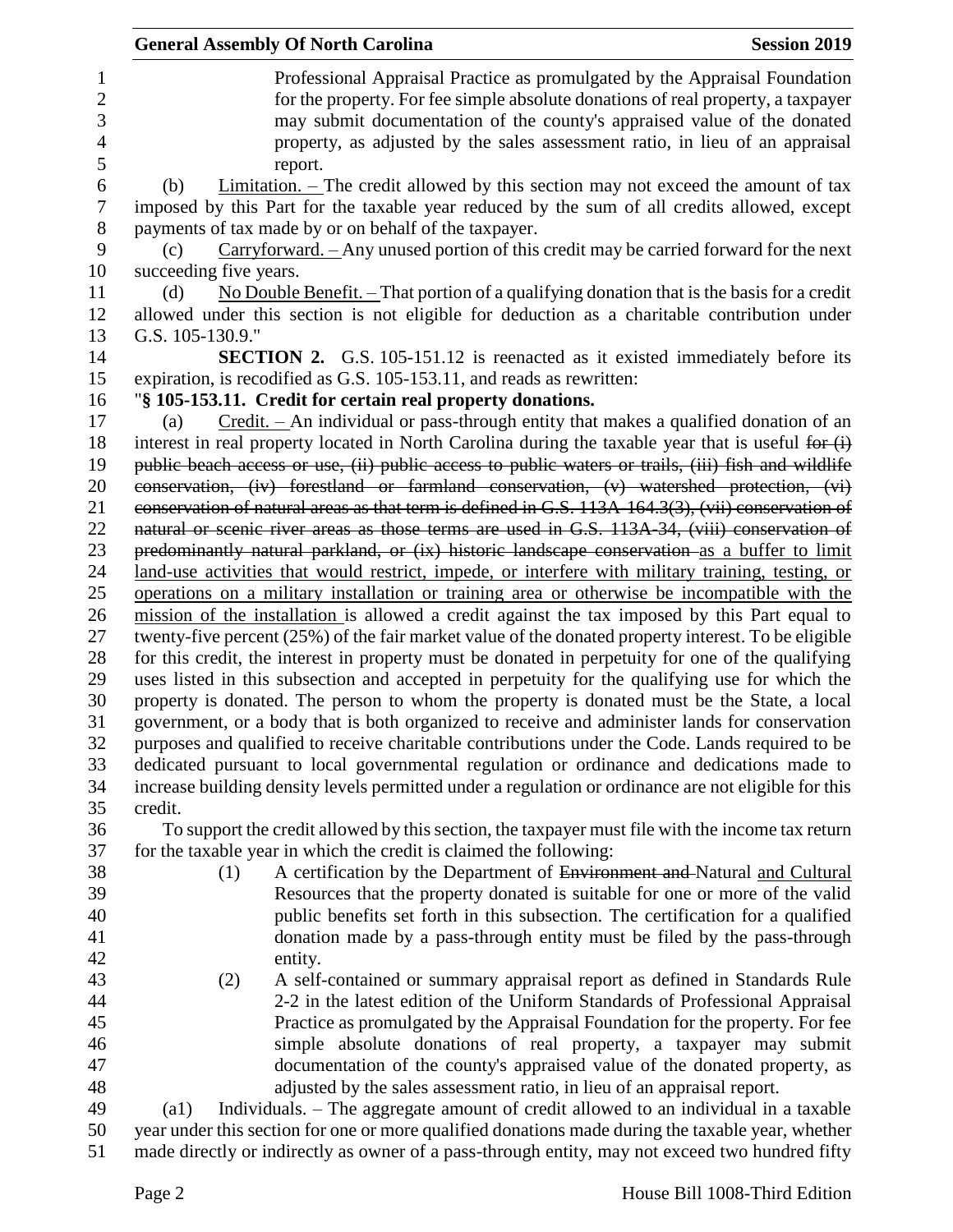Professional Appraisal Practice as promulgated by the Appraisal Foundation for the property. For fee simple absolute donations of real property, a taxpayer may submit documentation of the county's appraised value of the donated property, as adjusted by the sales assessment ratio, in lieu of an appraisal report.

(b) Limitation. – The credit allowed by this section may not exceed the amount of tax imposed by this Part for the taxable year reduced by the sum of all credits allowed, except payments of tax made by or on behalf of the taxpayer.

(c) Carryforward. – Any unused portion of this credit may be carried forward for the next succeeding five years.

(d) No Double Benefit. – That portion of a qualifying donation that is the basis for a credit allowed under this section is not eligible for deduction as a charitable contribution under G.S. 105-130.9."

**SECTION 2.** G.S. 105-151.12 is reenacted as it existed immediately before its expiration, is recodified as G.S. 105-153.11, and reads as rewritten:

"**§ 105-153.11. Credit for certain real property donations.**

(a) Credit. – An individual or pass-through entity that makes a qualified donation of an interest in real property located in North Carolina during the taxable year that is useful ~~for (i) public beach access or use, (ii) public access to public waters or trails, (iii) fish and wildlife conservation, (iv) forestland or farmland conservation, (v) watershed protection, (vi) conservation of natural areas as that term is defined in G.S. 113A-164.3(3), (vii) conservation of natural or scenic river areas as those terms are used in G.S. 113A-34, (viii) conservation of predominantly natural parkland, or (ix) historic landscape conservation~~ as a buffer to limit land-use activities that would restrict, impede, or interfere with military training, testing, or operations on a military installation or training area or otherwise be incompatible with the mission of the installation is allowed a credit against the tax imposed by this Part equal to twenty-five percent (25%) of the fair market value of the donated property interest. To be eligible for this credit, the interest in property must be donated in perpetuity for one of the qualifying uses listed in this subsection and accepted in perpetuity for the qualifying use for which the property is donated. The person to whom the property is donated must be the State, a local government, or a body that is both organized to receive and administer lands for conservation purposes and qualified to receive charitable contributions under the Code. Lands required to be dedicated pursuant to local governmental regulation or ordinance and dedications made to increase building density levels permitted under a regulation or ordinance are not eligible for this credit.

To support the credit allowed by this section, the taxpayer must file with the income tax return for the taxable year in which the credit is claimed the following:

(1) A certification by the Department of ~~Environment and~~ Natural and Cultural Resources that the property donated is suitable for one or more of the valid public benefits set forth in this subsection. The certification for a qualified donation made by a pass-through entity must be filed by the pass-through entity.

(2) A self-contained or summary appraisal report as defined in Standards Rule 2-2 in the latest edition of the Uniform Standards of Professional Appraisal Practice as promulgated by the Appraisal Foundation for the property. For fee simple absolute donations of real property, a taxpayer may submit documentation of the county's appraised value of the donated property, as adjusted by the sales assessment ratio, in lieu of an appraisal report.

(a1) Individuals. – The aggregate amount of credit allowed to an individual in a taxable year under this section for one or more qualified donations made during the taxable year, whether made directly or indirectly as owner of a pass-through entity, may not exceed two hundred fifty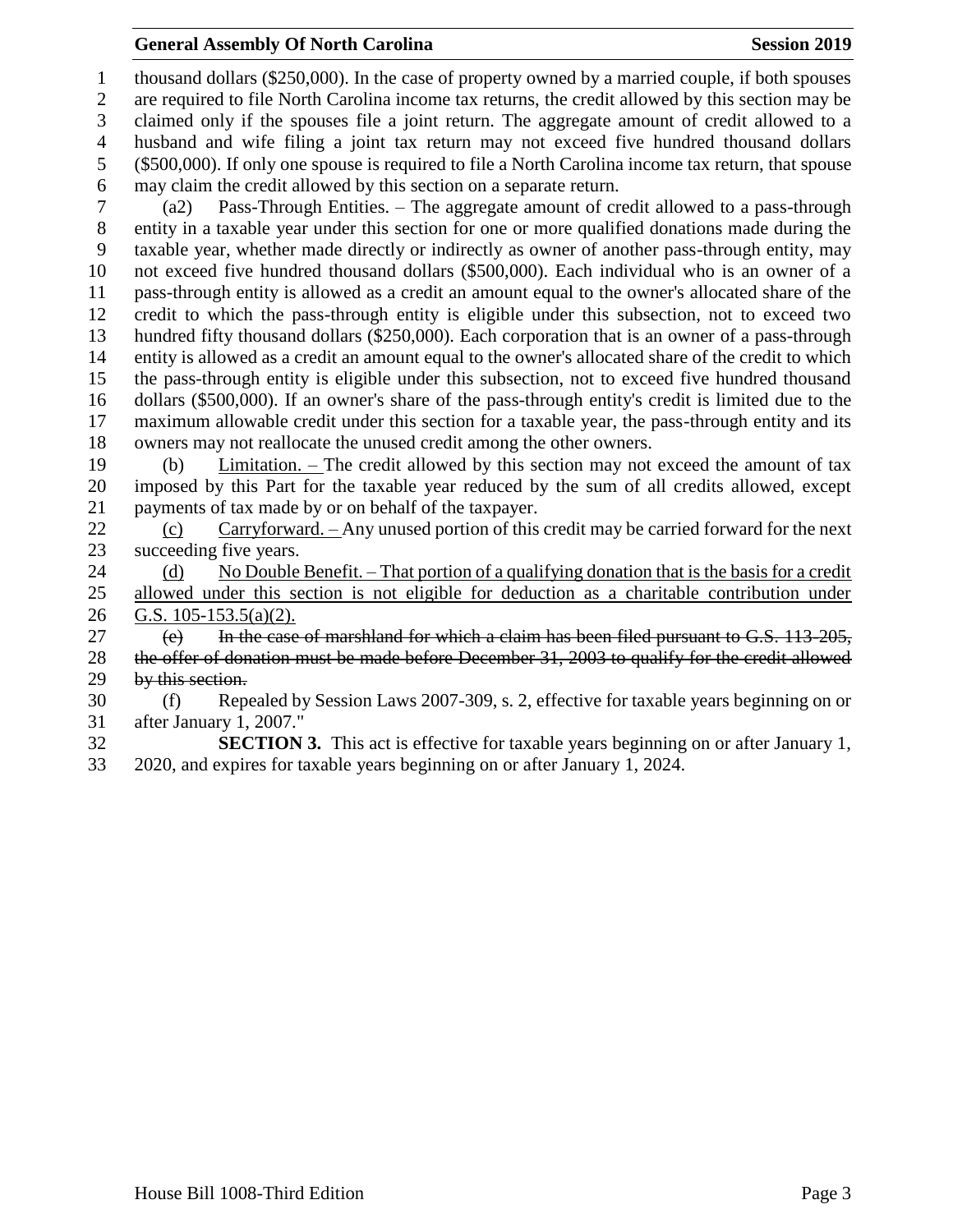thousand dollars ($250,000). In the case of property owned by a married couple, if both spouses are required to file North Carolina income tax returns, the credit allowed by this section may be claimed only if the spouses file a joint return. The aggregate amount of credit allowed to a husband and wife filing a joint tax return may not exceed five hundred thousand dollars ($500,000). If only one spouse is required to file a North Carolina income tax return, that spouse may claim the credit allowed by this section on a separate return.

(a2) Pass-Through Entities. – The aggregate amount of credit allowed to a pass-through entity in a taxable year under this section for one or more qualified donations made during the taxable year, whether made directly or indirectly as owner of another pass-through entity, may not exceed five hundred thousand dollars ($500,000). Each individual who is an owner of a pass-through entity is allowed as a credit an amount equal to the owner's allocated share of the credit to which the pass-through entity is eligible under this subsection, not to exceed two hundred fifty thousand dollars ($250,000). Each corporation that is an owner of a pass-through entity is allowed as a credit an amount equal to the owner's allocated share of the credit to which the pass-through entity is eligible under this subsection, not to exceed five hundred thousand dollars ($500,000). If an owner's share of the pass-through entity's credit is limited due to the maximum allowable credit under this section for a taxable year, the pass-through entity and its owners may not reallocate the unused credit among the other owners.

(b) <u>Limitation. –</u> The credit allowed by this section may not exceed the amount of tax imposed by this Part for the taxable year reduced by the sum of all credits allowed, except payments of tax made by or on behalf of the taxpayer.

<u>(c) Carryforward. –</u> Any unused portion of this credit may be carried forward for the next succeeding five years.

<u>(d) No Double Benefit. – That portion of a qualifying donation that is the basis for a credit allowed under this section is not eligible for deduction as a charitable contribution under G.S. 105-153.5(a)(2).</u>

~~(e) In the case of marshland for which a claim has been filed pursuant to G.S. 113-205, the offer of donation must be made before December 31, 2003 to qualify for the credit allowed by this section.~~

(f) Repealed by Session Laws 2007-309, s. 2, effective for taxable years beginning on or after January 1, 2007."

**SECTION 3.** This act is effective for taxable years beginning on or after January 1, 2020, and expires for taxable years beginning on or after January 1, 2024.